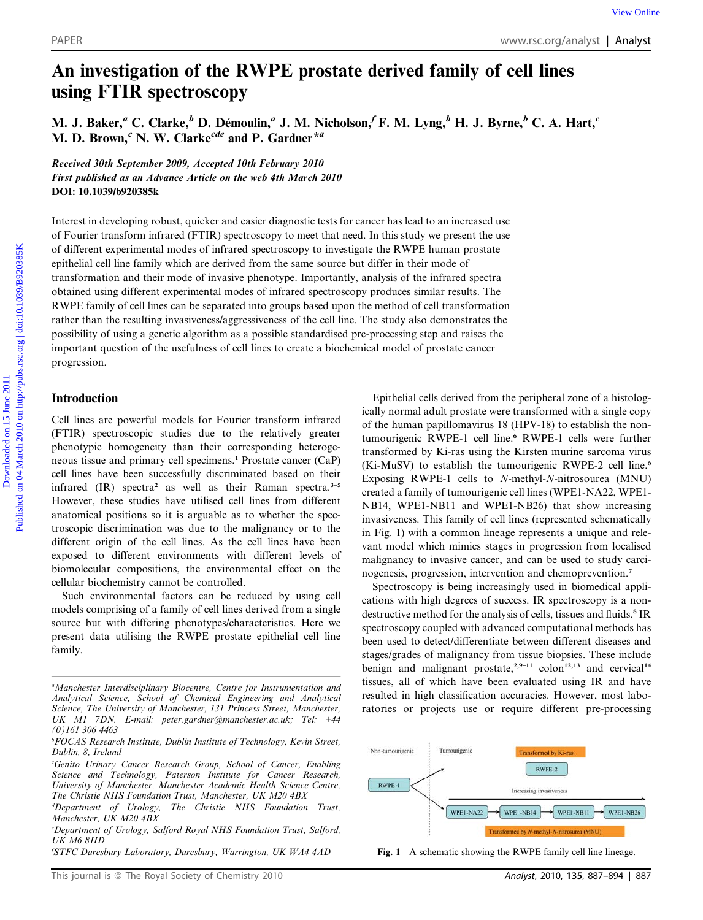# An investigation of the RWPE prostate derived family of cell lines using FTIR spectroscopy

M. J. Baker,[a] C. Clarke,[b] D. Démoulin,[a] J. M. Nicholson,[f] F. M. Lyng,[b] H. J. Byrne,[b] C. A. Hart,[c] M. D. Brown,[c] N. W. Clarke[cde] and P. Gardner*[a]

*Received 30th September 2009, Accepted 10th February 2010*
*First published as an Advance Article on the web 4th March 2010*
**DOI: 10.1039/b920385k**

Interest in developing robust, quicker and easier diagnostic tests for cancer has lead to an increased use of Fourier transform infrared (FTIR) spectroscopy to meet that need. In this study we present the use of different experimental modes of infrared spectroscopy to investigate the RWPE human prostate epithelial cell line family which are derived from the same source but differ in their mode of transformation and their mode of invasive phenotype. Importantly, analysis of the infrared spectra obtained using different experimental modes of infrared spectroscopy produces similar results. The RWPE family of cell lines can be separated into groups based upon the method of cell transformation rather than the resulting invasiveness/aggressiveness of the cell line. The study also demonstrates the possibility of using a genetic algorithm as a possible standardised pre-processing step and raises the important question of the usefulness of cell lines to create a biochemical model of prostate cancer progression.

## Introduction

Cell lines are powerful models for Fourier transform infrared (FTIR) spectroscopic studies due to the relatively greater phenotypic homogeneity than their corresponding heterogeneous tissue and primary cell specimens.[1] Prostate cancer (CaP) cell lines have been successfully discriminated based on their infrared (IR) spectra[2] as well as their Raman spectra.[3–5] However, these studies have utilised cell lines from different anatomical positions so it is arguable as to whether the spectroscopic discrimination was due to the malignancy or to the different origin of the cell lines. As the cell lines have been exposed to different environments with different levels of biomolecular compositions, the environmental effect on the cellular biochemistry cannot be controlled.

Such environmental factors can be reduced by using cell models comprising of a family of cell lines derived from a single source but with differing phenotypes/characteristics. Here we present data utilising the RWPE prostate epithelial cell line family.

Epithelial cells derived from the peripheral zone of a histologically normal adult prostate were transformed with a single copy of the human papillomavirus 18 (HPV-18) to establish the non-tumourigenic RWPE-1 cell line.[6] RWPE-1 cells were further transformed by Ki-ras using the Kirsten murine sarcoma virus (Ki-MuSV) to establish the tumourigenic RWPE-2 cell line.[6] Exposing RWPE-1 cells to *N*-methyl-*N*-nitrosourea (MNU) created a family of tumourigenic cell lines (WPE1-NA22, WPE1-NB14, WPE1-NB11 and WPE1-NB26) that show increasing invasiveness. This family of cell lines (represented schematically in Fig. 1) with a common lineage represents a unique and relevant model which mimics stages in progression from localised malignancy to invasive cancer, and can be used to study carcinogenesis, progression, intervention and chemoprevention.[7]

Spectroscopy is being increasingly used in biomedical applications with high degrees of success. IR spectroscopy is a non-destructive method for the analysis of cells, tissues and fluids.[8] IR spectroscopy coupled with advanced computational methods has been used to detect/differentiate between different diseases and stages/grades of malignancy from tissue biopsies. These include benign and malignant prostate,[2,9–11] colon[12,13] and cervical[14] tissues, all of which have been evaluated using IR and have resulted in high classification accuracies. However, most laboratories or projects use or require different pre-processing

Non-tumourigenic
Tumourigenic
Transformed by Ki-ras
RWPE-2
RWPE-1
Increasing invasiveness
WPE1-NA22
WPE1-NB14
WPE1-NB11
WPE1-NB26
Transformed by N-methyl-N-nitrosurea (MNU)

**Fig. 1** A schematic showing the RWPE family cell line lineage.

---

[a] Manchester Interdisciplinary Biocentre, Centre for Instrumentation and Analytical Science, School of Chemical Engineering and Analytical Science, The University of Manchester, 131 Princess Street, Manchester, UK M1 7DN. E-mail: peter.gardner@manchester.ac.uk; Tel: +44 (0)161 306 4463

[b] FOCAS Research Institute, Dublin Institute of Technology, Kevin Street, Dublin, 8, Ireland

[c] Genito Urinary Cancer Research Group, School of Cancer, Enabling Science and Technology, Paterson Institute for Cancer Research, University of Manchester, Manchester Academic Health Science Centre, The Christie NHS Foundation Trust, Manchester, UK M20 4BX

[d] Department of Urology, The Christie NHS Foundation Trust, Manchester, UK M20 4BX

[e] Department of Urology, Salford Royal NHS Foundation Trust, Salford, UK M6 8HD

[f] STFC Daresbury Laboratory, Daresbury, Warrington, UK WA4 4AD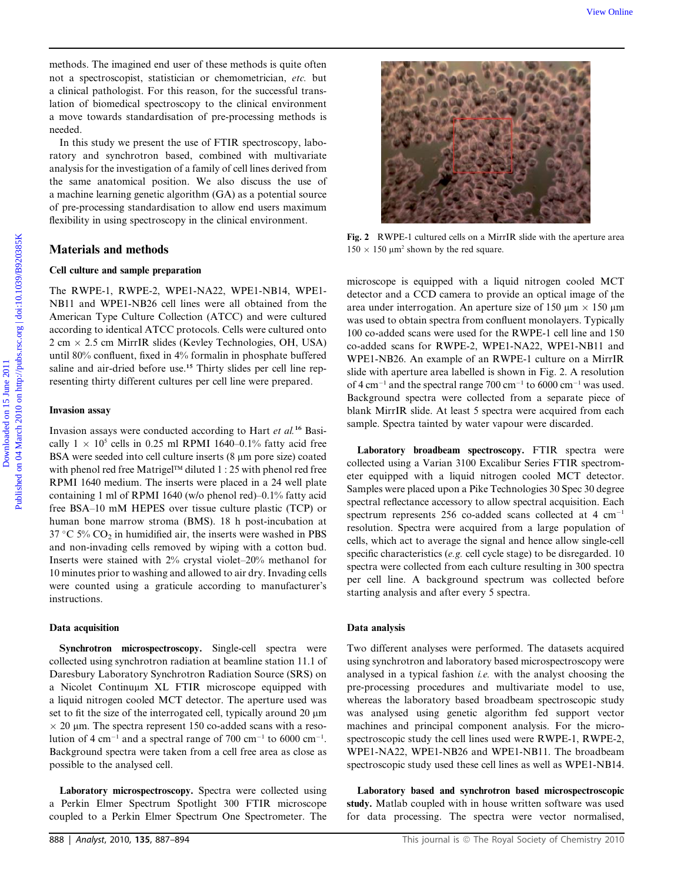methods. The imagined end user of these methods is quite often not a spectroscopist, statistician or chemometrician, *etc.* but a clinical pathologist. For this reason, for the successful translation of biomedical spectroscopy to the clinical environment a move towards standardisation of pre-processing methods is needed.

In this study we present the use of FTIR spectroscopy, laboratory and synchrotron based, combined with multivariate analysis for the investigation of a family of cell lines derived from the same anatomical position. We also discuss the use of a machine learning genetic algorithm (GA) as a potential source of pre-processing standardisation to allow end users maximum flexibility in using spectroscopy in the clinical environment.

## Materials and methods

### Cell culture and sample preparation

The RWPE-1, RWPE-2, WPE1-NA22, WPE1-NB14, WPE1-NB11 and WPE1-NB26 cell lines were all obtained from the American Type Culture Collection (ATCC) and were cultured according to identical ATCC protocols. Cells were cultured onto 2 cm × 2.5 cm MirrIR slides (Kevley Technologies, OH, USA) until 80% confluent, fixed in 4% formalin in phosphate buffered saline and air-dried before use.[15] Thirty slides per cell line representing thirty different cultures per cell line were prepared.

### Invasion assay

Invasion assays were conducted according to Hart *et al.*[16] Basically $1 \times 10^5$ cells in 0.25 ml RPMI 1640–0.1% fatty acid free BSA were seeded into cell culture inserts (8 μm pore size) coated with phenol red free Matrigel™ diluted 1 : 25 with phenol red free RPMI 1640 medium. The inserts were placed in a 24 well plate containing 1 ml of RPMI 1640 (w/o phenol red)–0.1% fatty acid free BSA–10 mM HEPES over tissue culture plastic (TCP) or human bone marrow stroma (BMS). 18 h post-incubation at 37 °C 5% $CO_2$ in humidified air, the inserts were washed in PBS and non-invading cells removed by wiping with a cotton bud. Inserts were stained with 2% crystal violet–20% methanol for 10 minutes prior to washing and allowed to air dry. Invading cells were counted using a graticule according to manufacturer's instructions.

### Data acquisition

**Synchrotron microspectroscopy.** Single-cell spectra were collected using synchrotron radiation at beamline station 11.1 of Daresbury Laboratory Synchrotron Radiation Source (SRS) on a Nicolet Continuμm XL FTIR microscope equipped with a liquid nitrogen cooled MCT detector. The aperture used was set to fit the size of the interrogated cell, typically around 20 μm × 20 μm. The spectra represent 150 co-added scans with a resolution of 4 $cm^{-1}$ and a spectral range of 700 $cm^{-1}$ to 6000 $cm^{-1}$. Background spectra were taken from a cell free area as close as possible to the analysed cell.

**Laboratory microspectroscopy.** Spectra were collected using a Perkin Elmer Spectrum Spotlight 300 FTIR microscope coupled to a Perkin Elmer Spectrum One Spectrometer. The microscope is equipped with a liquid nitrogen cooled MCT detector and a CCD camera to provide an optical image of the area under interrogation. An aperture size of 150 μm × 150 μm was used to obtain spectra from confluent monolayers. Typically 100 co-added scans were used for the RWPE-1 cell line and 150 co-added scans for RWPE-2, WPE1-NA22, WPE1-NB11 and WPE1-NB26. An example of an RWPE-1 culture on a MirrIR slide with aperture area labelled is shown in Fig. 2. A resolution of 4 $cm^{-1}$ and the spectral range 700 $cm^{-1}$ to 6000 $cm^{-1}$ was used. Background spectra were collected from a separate piece of blank MirrIR slide. At least 5 spectra were acquired from each sample. Spectra tainted by water vapour were discarded.

**Fig. 2** RWPE-1 cultured cells on a MirrIR slide with the aperture area 150 × 150 μm² shown by the red square.

**Laboratory broadbeam spectroscopy.** FTIR spectra were collected using a Varian 3100 Excalibur Series FTIR spectrometer equipped with a liquid nitrogen cooled MCT detector. Samples were placed upon a Pike Technologies 30 Spec 30 degree spectral reflectance accessory to allow spectral acquisition. Each spectrum represents 256 co-added scans collected at 4 $cm^{-1}$ resolution. Spectra were acquired from a large population of cells, which act to average the signal and hence allow single-cell specific characteristics (*e.g.* cell cycle stage) to be disregarded. 10 spectra were collected from each culture resulting in 300 spectra per cell line. A background spectrum was collected before starting analysis and after every 5 spectra.

### Data analysis

Two different analyses were performed. The datasets acquired using synchrotron and laboratory based microspectroscopy were analysed in a typical fashion *i.e.* with the analyst choosing the pre-processing procedures and multivariate model to use, whereas the laboratory based broadbeam spectroscopic study was analysed using genetic algorithm fed support vector machines and principal component analysis. For the microspectroscopic study the cell lines used were RWPE-1, RWPE-2, WPE1-NA22, WPE1-NB26 and WPE1-NB11. The broadbeam spectroscopic study used these cell lines as well as WPE1-NB14.

**Laboratory based and synchrotron based microspectroscopic study.** Matlab coupled with in house written software was used for data processing. The spectra were vector normalised,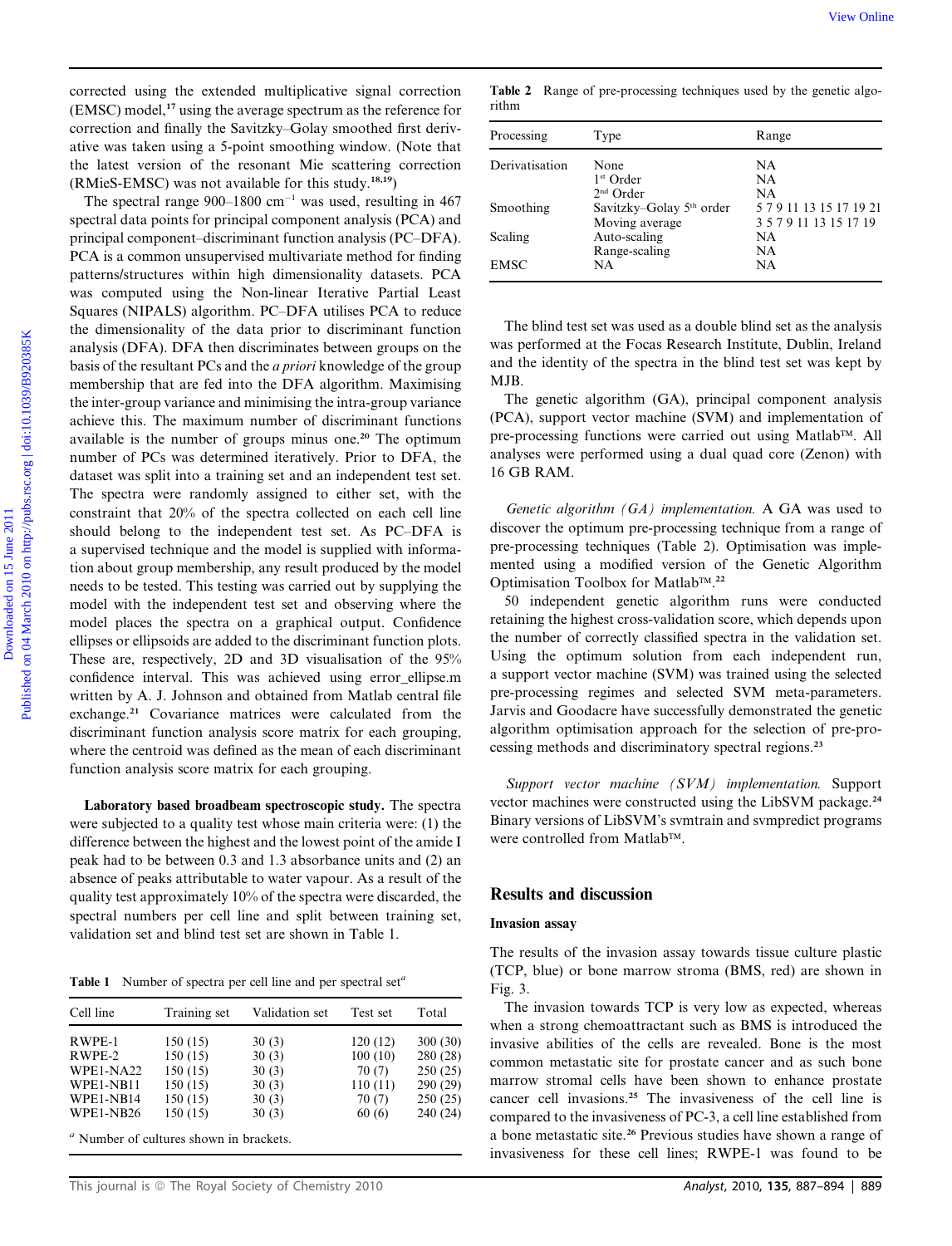corrected using the extended multiplicative signal correction (EMSC) model,[17] using the average spectrum as the reference for correction and finally the Savitzky–Golay smoothed first derivative was taken using a 5-point smoothing window. (Note that the latest version of the resonant Mie scattering correction (RMieS-EMSC) was not available for this study.[18,19])

The spectral range 900–1800 cm$^{-1}$ was used, resulting in 467 spectral data points for principal component analysis (PCA) and principal component–discriminant function analysis (PC–DFA). PCA is a common unsupervised multivariate method for finding patterns/structures within high dimensionality datasets. PCA was computed using the Non-linear Iterative Partial Least Squares (NIPALS) algorithm. PC–DFA utilises PCA to reduce the dimensionality of the data prior to discriminant function analysis (DFA). DFA then discriminates between groups on the basis of the resultant PCs and the *a priori* knowledge of the group membership that are fed into the DFA algorithm. Maximising the inter-group variance and minimising the intra-group variance achieve this. The maximum number of discriminant functions available is the number of groups minus one.[20] The optimum number of PCs was determined iteratively. Prior to DFA, the dataset was split into a training set and an independent test set. The spectra were randomly assigned to either set, with the constraint that 20% of the spectra collected on each cell line should belong to the independent test set. As PC–DFA is a supervised technique and the model is supplied with information about group membership, any result produced by the model needs to be tested. This testing was carried out by supplying the model with the independent test set and observing where the model places the spectra on a graphical output. Confidence ellipses or ellipsoids are added to the discriminant function plots. These are, respectively, 2D and 3D visualisation of the 95% confidence interval. This was achieved using error_ellipse.m written by A. J. Johnson and obtained from Matlab central file exchange.[21] Covariance matrices were calculated from the discriminant function analysis score matrix for each grouping, where the centroid was defined as the mean of each discriminant function analysis score matrix for each grouping.

**Laboratory based broadbeam spectroscopic study.** The spectra were subjected to a quality test whose main criteria were: (1) the difference between the highest and the lowest point of the amide I peak had to be between 0.3 and 1.3 absorbance units and (2) an absence of peaks attributable to water vapour. As a result of the quality test approximately 10% of the spectra were discarded, the spectral numbers per cell line and split between training set, validation set and blind test set are shown in Table 1.

**Table 1** Number of spectra per cell line and per spectral set[a]

| Cell line | Training set | Validation set | Test set | Total |
|---|---|---|---|---|
| RWPE-1 | 150 (15) | 30 (3) | 120 (12) | 300 (30) |
| RWPE-2 | 150 (15) | 30 (3) | 100 (10) | 280 (28) |
| WPE1-NA22 | 150 (15) | 30 (3) | 70 (7) | 250 (25) |
| WPE1-NB11 | 150 (15) | 30 (3) | 110 (11) | 290 (29) |
| WPE1-NB14 | 150 (15) | 30 (3) | 70 (7) | 250 (25) |
| WPE1-NB26 | 150 (15) | 30 (3) | 60 (6) | 240 (24) |

[a] Number of cultures shown in brackets.

**Table 2** Range of pre-processing techniques used by the genetic algorithm

| Processing | Type | Range |
|---|---|---|
| Derivatisation | None | NA |
| | 1st Order | NA |
| | 2nd Order | NA |
| Smoothing | Savitzky–Golay 5th order | 5 7 9 11 13 15 17 19 21 |
| | Moving average | 3 5 7 9 11 13 15 17 19 |
| Scaling | Auto-scaling | NA |
| | Range-scaling | NA |
| EMSC | NA | NA |

The blind test set was used as a double blind set as the analysis was performed at the Focas Research Institute, Dublin, Ireland and the identity of the spectra in the blind test set was kept by MJB.

The genetic algorithm (GA), principal component analysis (PCA), support vector machine (SVM) and implementation of pre-processing functions were carried out using Matlab™. All analyses were performed using a dual quad core (Zenon) with 16 GB RAM.

*Genetic algorithm (GA) implementation.* A GA was used to discover the optimum pre-processing technique from a range of pre-processing techniques (Table 2). Optimisation was implemented using a modified version of the Genetic Algorithm Optimisation Toolbox for Matlab™.[22]

50 independent genetic algorithm runs were conducted retaining the highest cross-validation score, which depends upon the number of correctly classified spectra in the validation set. Using the optimum solution from each independent run, a support vector machine (SVM) was trained using the selected pre-processing regimes and selected SVM meta-parameters. Jarvis and Goodacre have successfully demonstrated the genetic algorithm optimisation approach for the selection of pre-processing methods and discriminatory spectral regions.[23]

*Support vector machine (SVM) implementation.* Support vector machines were constructed using the LibSVM package.[24] Binary versions of LibSVM's svmtrain and svmpredict programs were controlled from Matlab™.

## Results and discussion

### Invasion assay

The results of the invasion assay towards tissue culture plastic (TCP, blue) or bone marrow stroma (BMS, red) are shown in Fig. 3.

The invasion towards TCP is very low as expected, whereas when a strong chemoattractant such as BMS is introduced the invasive abilities of the cells are revealed. Bone is the most common metastatic site for prostate cancer and as such bone marrow stromal cells have been shown to enhance prostate cancer cell invasions.[25] The invasiveness of the cell line is compared to the invasiveness of PC-3, a cell line established from a bone metastatic site.[26] Previous studies have shown a range of invasiveness for these cell lines; RWPE-1 was found to be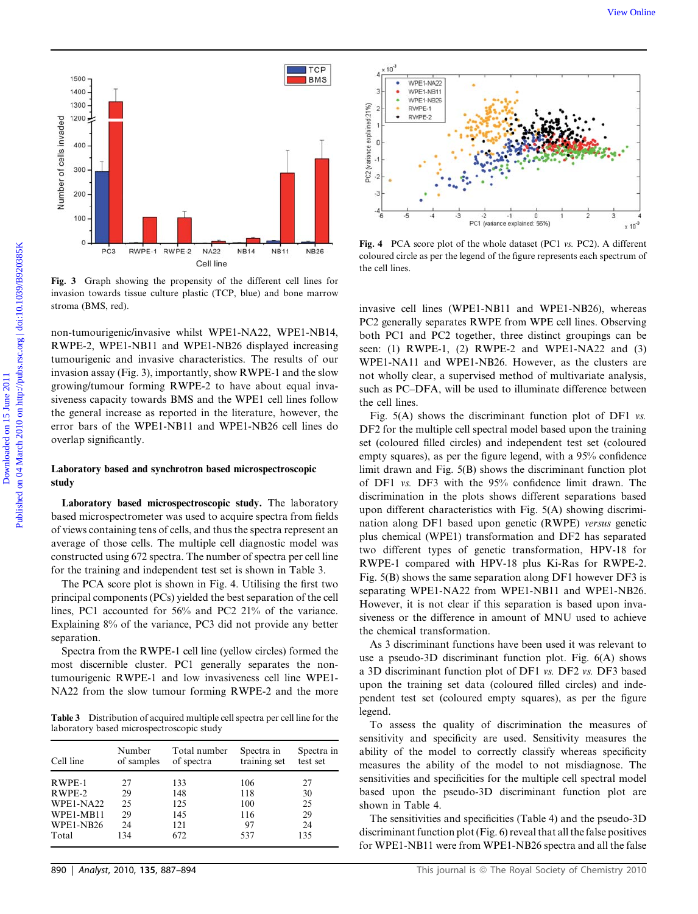Fig. 3 Graph showing the propensity of the different cell lines for invasion towards tissue culture plastic (TCP, blue) and bone marrow stroma (BMS, red).

Fig. 4 PCA score plot of the whole dataset (PC1 *vs.* PC2). A different coloured circle as per the legend of the figure represents each spectrum of the cell lines.

non-tumourigenic/invasive whilst WPE1-NA22, WPE1-NB14, RWPE-2, WPE1-NB11 and WPE1-NB26 displayed increasing tumourigenic and invasive characteristics. The results of our invasion assay (Fig. 3), importantly, show RWPE-1 and the slow growing/tumour forming RWPE-2 to have about equal invasiveness capacity towards BMS and the WPE1 cell lines follow the general increase as reported in the literature, however, the error bars of the WPE1-NB11 and WPE1-NB26 cell lines do overlap significantly.

## Laboratory based and synchrotron based microspectroscopic study

**Laboratory based microspectroscopic study.** The laboratory based microspectrometer was used to acquire spectra from fields of views containing tens of cells, and thus the spectra represent an average of those cells. The multiple cell diagnostic model was constructed using 672 spectra. The number of spectra per cell line for the training and independent test set is shown in Table 3.

The PCA score plot is shown in Fig. 4. Utilising the first two principal components (PCs) yielded the best separation of the cell lines, PC1 accounted for 56% and PC2 21% of the variance. Explaining 8% of the variance, PC3 did not provide any better separation.

Spectra from the RWPE-1 cell line (yellow circles) formed the most discernible cluster. PC1 generally separates the non-tumourigenic RWPE-1 and low invasiveness cell line WPE1-NA22 from the slow tumour forming RWPE-2 and the more invasive cell lines (WPE1-NB11 and WPE1-NB26), whereas PC2 generally separates RWPE from WPE cell lines. Observing both PC1 and PC2 together, three distinct groupings can be seen: (1) RWPE-1, (2) RWPE-2 and WPE1-NA22 and (3) WPE1-NA11 and WPE1-NB26. However, the clusters are not wholly clear, a supervised method of multivariate analysis, such as PC–DFA, will be used to illuminate difference between the cell lines.

Table 3 Distribution of acquired multiple cell spectra per cell line for the laboratory based microspectroscopic study

| Cell line | Number of samples | Total number of spectra | Spectra in training set | Spectra in test set |
|---|---|---|---|---|
| RWPE-1 | 27 | 133 | 106 | 27 |
| RWPE-2 | 29 | 148 | 118 | 30 |
| WPE1-NA22 | 25 | 125 | 100 | 25 |
| WPE1-MB11 | 29 | 145 | 116 | 29 |
| WPE1-NB26 | 24 | 121 | 97 | 24 |
| Total | 134 | 672 | 537 | 135 |

Fig. 5(A) shows the discriminant function plot of DF1 *vs.* DF2 for the multiple cell spectral model based upon the training set (coloured filled circles) and independent test set (coloured empty squares), as per the figure legend, with a 95% confidence limit drawn and Fig. 5(B) shows the discriminant function plot of DF1 *vs.* DF3 with the 95% confidence limit drawn. The discrimination in the plots shows different separations based upon different characteristics with Fig. 5(A) showing discrimination along DF1 based upon genetic (RWPE) *versus* genetic plus chemical (WPE1) transformation and DF2 has separated two different types of genetic transformation, HPV-18 for RWPE-1 compared with HPV-18 plus Ki-Ras for RWPE-2. Fig. 5(B) shows the same separation along DF1 however DF3 is separating WPE1-NA22 from WPE1-NB11 and WPE1-NB26. However, it is not clear if this separation is based upon invasiveness or the difference in amount of MNU used to achieve the chemical transformation.

As 3 discriminant functions have been used it was relevant to use a pseudo-3D discriminant function plot. Fig. 6(A) shows a 3D discriminant function plot of DF1 *vs.* DF2 *vs.* DF3 based upon the training set data (coloured filled circles) and independent test set (coloured empty squares), as per the figure legend.

To assess the quality of discrimination the measures of sensitivity and specificity are used. Sensitivity measures the ability of the model to correctly classify whereas specificity measures the ability of the model to not misdiagnose. The sensitivities and specificities for the multiple cell spectral model based upon the pseudo-3D discriminant function plot are shown in Table 4.

The sensitivities and specificities (Table 4) and the pseudo-3D discriminant function plot (Fig. 6) reveal that all the false positives for WPE1-NB11 were from WPE1-NB26 spectra and all the false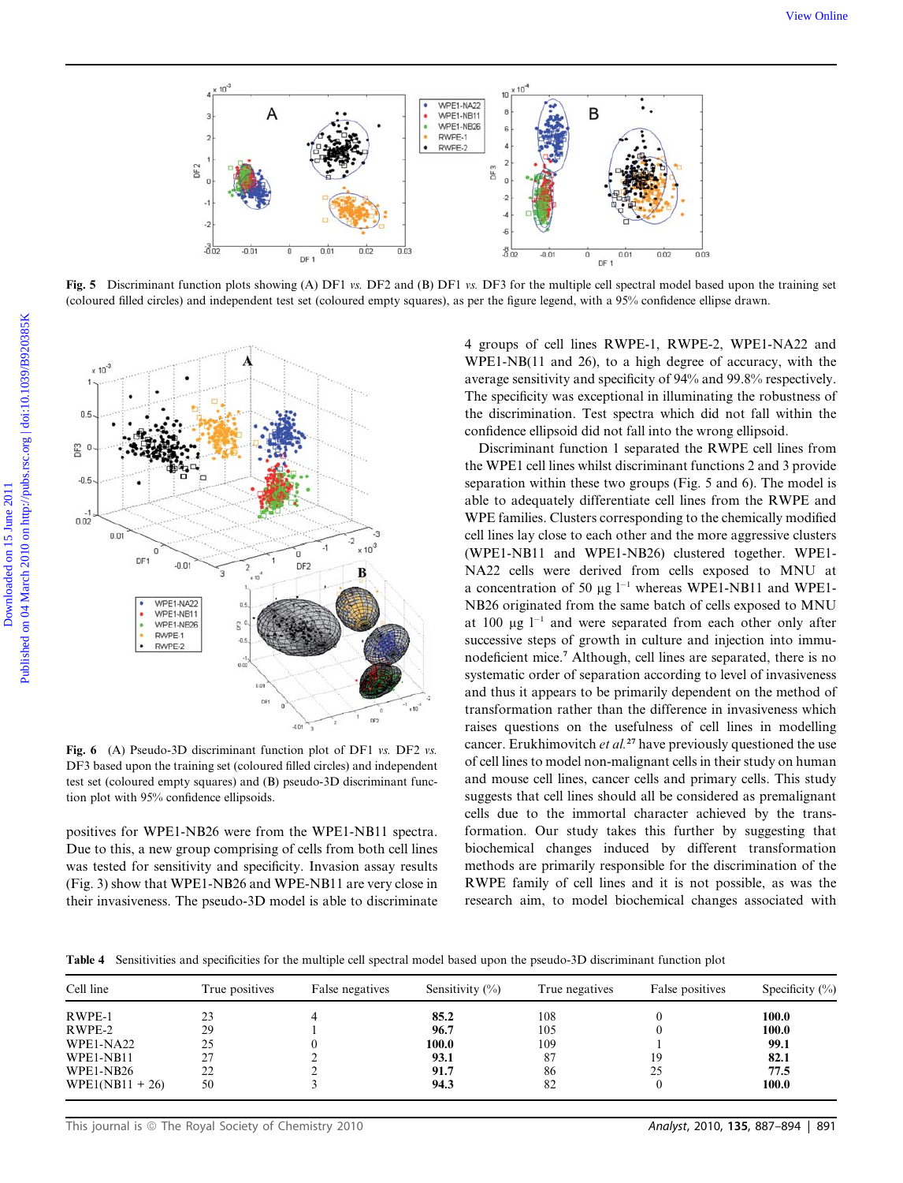Fig. 5 Discriminant function plots showing (A) DF1 *vs.* DF2 and (B) DF1 *vs.* DF3 for the multiple cell spectral model based upon the training set (coloured filled circles) and independent test set (coloured empty squares), as per the figure legend, with a 95% confidence ellipse drawn.

Fig. 6 (A) Pseudo-3D discriminant function plot of DF1 *vs.* DF2 *vs.* DF3 based upon the training set (coloured filled circles) and independent test set (coloured empty squares) and (B) pseudo-3D discriminant function plot with 95% confidence ellipsoids.

positives for WPE1-NB26 were from the WPE1-NB11 spectra. Due to this, a new group comprising of cells from both cell lines was tested for sensitivity and specificity. Invasion assay results (Fig. 3) show that WPE1-NB26 and WPE-NB11 are very close in their invasiveness. The pseudo-3D model is able to discriminate 4 groups of cell lines RWPE-1, RWPE-2, WPE1-NA22 and WPE1-NB(11 and 26), to a high degree of accuracy, with the average sensitivity and specificity of 94% and 99.8% respectively. The specificity was exceptional in illuminating the robustness of the discrimination. Test spectra which did not fall within the confidence ellipsoid did not fall into the wrong ellipsoid.

Discriminant function 1 separated the RWPE cell lines from the WPE1 cell lines whilst discriminant functions 2 and 3 provide separation within these two groups (Fig. 5 and 6). The model is able to adequately differentiate cell lines from the RWPE and WPE families. Clusters corresponding to the chemically modified cell lines lay close to each other and the more aggressive clusters (WPE1-NB11 and WPE1-NB26) clustered together. WPE1-NA22 cells were derived from cells exposed to MNU at a concentration of 50 μg $l^{-1}$ whereas WPE1-NB11 and WPE1-NB26 originated from the same batch of cells exposed to MNU at 100 μg $l^{-1}$ and were separated from each other only after successive steps of growth in culture and injection into immunodeficient mice.[7] Although, cell lines are separated, there is no systematic order of separation according to level of invasiveness and thus it appears to be primarily dependent on the method of transformation rather than the difference in invasiveness which raises questions on the usefulness of cell lines in modelling cancer. Erukhimovitch *et al.*[27] have previously questioned the use of cell lines to model non-malignant cells in their study on human and mouse cell lines, cancer cells and primary cells. This study suggests that cell lines should all be considered as premalignant cells due to the immortal character achieved by the transformation. Our study takes this further by suggesting that biochemical changes induced by different transformation methods are primarily responsible for the discrimination of the RWPE family of cell lines and it is not possible, as was the research aim, to model biochemical changes associated with

**Table 4** Sensitivities and specificities for the multiple cell spectral model based upon the pseudo-3D discriminant function plot

| Cell line | True positives | False negatives | Sensitivity (%) | True negatives | False positives | Specificity (%) |
|---|---|---|---|---|---|---|
| RWPE-1 | 23 | 4 | **85.2** | 108 | 0 | **100.0** |
| RWPE-2 | 29 | 1 | **96.7** | 105 | 0 | **100.0** |
| WPE1-NA22 | 25 | 0 | **100.0** | 109 | 1 | **99.1** |
| WPE1-NB11 | 27 | 2 | **93.1** | 87 | 19 | **82.1** |
| WPE1-NB26 | 22 | 2 | **91.7** | 86 | 25 | **77.5** |
| WPE1(NB11 + 26) | 50 | 3 | **94.3** | 82 | 0 | **100.0** |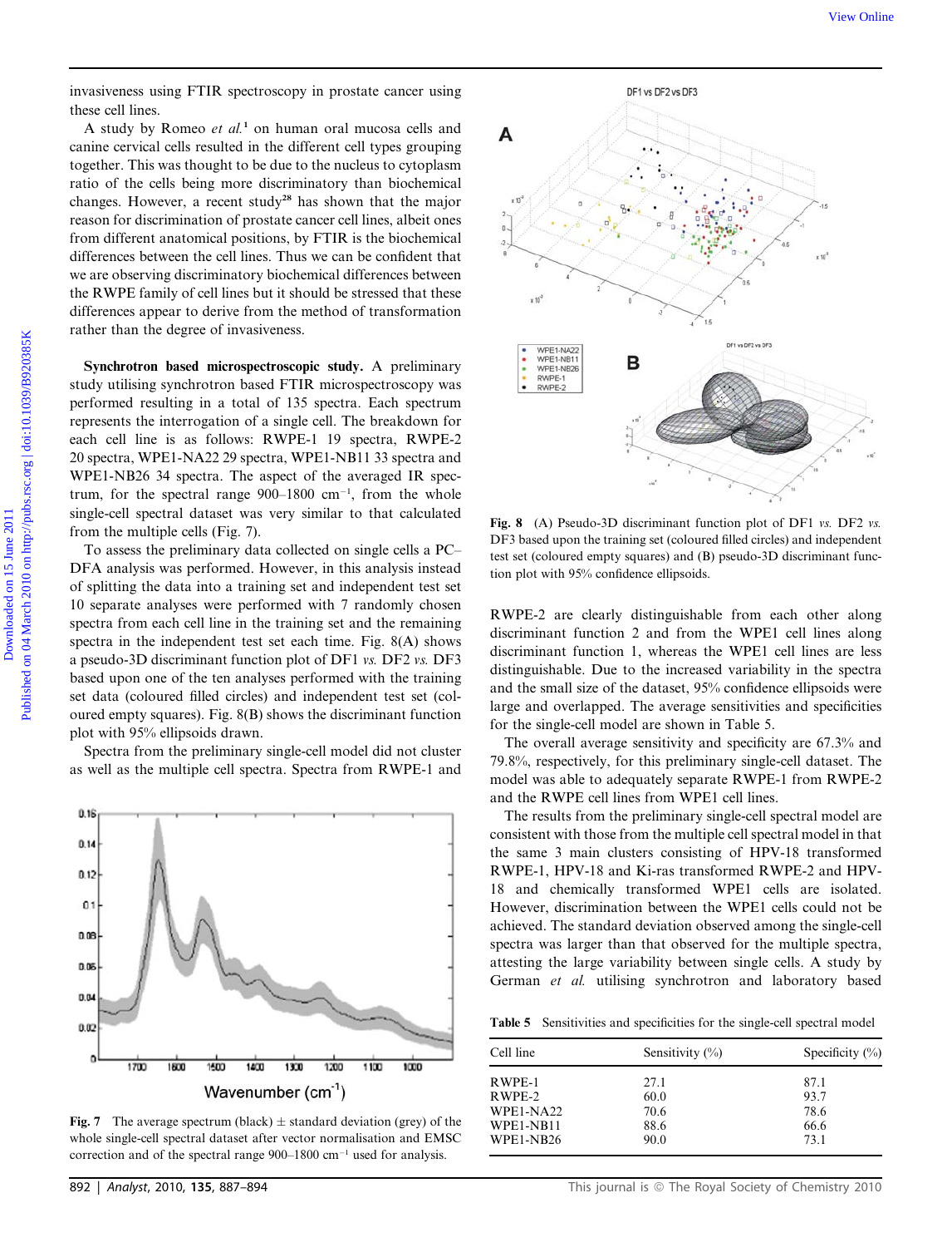invasiveness using FTIR spectroscopy in prostate cancer using these cell lines.

A study by Romeo *et al.*[1] on human oral mucosa cells and canine cervical cells resulted in the different cell types grouping together. This was thought to be due to the nucleus to cytoplasm ratio of the cells being more discriminatory than biochemical changes. However, a recent study[28] has shown that the major reason for discrimination of prostate cancer cell lines, albeit ones from different anatomical positions, by FTIR is the biochemical differences between the cell lines. Thus we can be confident that we are observing discriminatory biochemical differences between the RWPE family of cell lines but it should be stressed that these differences appear to derive from the method of transformation rather than the degree of invasiveness.

**Synchrotron based microspectroscopic study.** A preliminary study utilising synchrotron based FTIR microspectroscopy was performed resulting in a total of 135 spectra. Each spectrum represents the interrogation of a single cell. The breakdown for each cell line is as follows: RWPE-1 19 spectra, RWPE-2 20 spectra, WPE1-NA22 29 spectra, WPE1-NB11 33 spectra and WPE1-NB26 34 spectra. The aspect of the averaged IR spectrum, for the spectral range 900–1800 $cm^{-1}$, from the whole single-cell spectral dataset was very similar to that calculated from the multiple cells (Fig. 7).

To assess the preliminary data collected on single cells a PC–DFA analysis was performed. However, in this analysis instead of splitting the data into a training set and independent test set 10 separate analyses were performed with 7 randomly chosen spectra from each cell line in the training set and the remaining spectra in the independent test set each time. Fig. 8(A) shows a pseudo-3D discriminant function plot of DF1 *vs.* DF2 *vs.* DF3 based upon one of the ten analyses performed with the training set data (coloured filled circles) and independent test set (coloured empty squares). Fig. 8(B) shows the discriminant function plot with 95% ellipsoids drawn.

Spectra from the preliminary single-cell model did not cluster as well as the multiple cell spectra. Spectra from RWPE-1 and RWPE-2 are clearly distinguishable from each other along discriminant function 2 and from the WPE1 cell lines along discriminant function 1, whereas the WPE1 cell lines are less distinguishable. Due to the increased variability in the spectra and the small size of the dataset, 95% confidence ellipsoids were large and overlapped. The average sensitivities and specificities for the single-cell model are shown in Table 5.

Fig. 7 The average spectrum (black) ± standard deviation (grey) of the whole single-cell spectral dataset after vector normalisation and EMSC correction and of the spectral range 900–1800 $cm^{-1}$ used for analysis.

Fig. 8 (A) Pseudo-3D discriminant function plot of DF1 *vs.* DF2 *vs.* DF3 based upon the training set (coloured filled circles) and independent test set (coloured empty squares) and (B) pseudo-3D discriminant function plot with 95% confidence ellipsoids.

The overall average sensitivity and specificity are 67.3% and 79.8%, respectively, for this preliminary single-cell dataset. The model was able to adequately separate RWPE-1 from RWPE-2 and the RWPE cell lines from WPE1 cell lines.

The results from the preliminary single-cell spectral model are consistent with those from the multiple cell spectral model in that the same 3 main clusters consisting of HPV-18 transformed RWPE-1, HPV-18 and Ki-ras transformed RWPE-2 and HPV-18 and chemically transformed WPE1 cells are isolated. However, discrimination between the WPE1 cells could not be achieved. The standard deviation observed among the single-cell spectra was larger than that observed for the multiple spectra, attesting the large variability between single cells. A study by German *et al.* utilising synchrotron and laboratory based

Table 5 Sensitivities and specificities for the single-cell spectral model

| Cell line | Sensitivity (%) | Specificity (%) |
|---|---|---|
| RWPE-1 | 27.1 | 87.1 |
| RWPE-2 | 60.0 | 93.7 |
| WPE1-NA22 | 70.6 | 78.6 |
| WPE1-NB11 | 88.6 | 66.6 |
| WPE1-NB26 | 90.0 | 73.1 |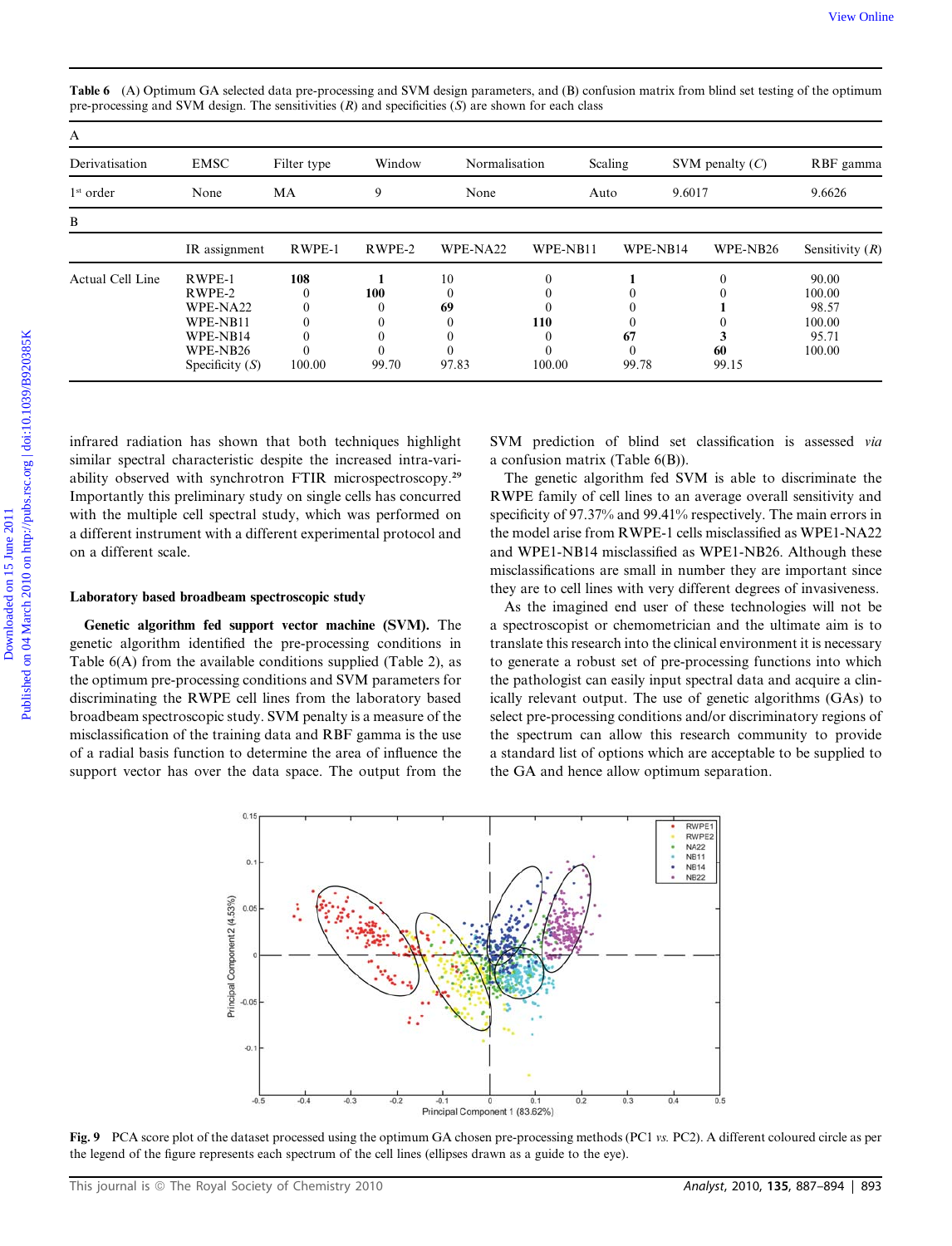**Table 6** (A) Optimum GA selected data pre-processing and SVM design parameters, and (B) confusion matrix from blind set testing of the optimum pre-processing and SVM design. The sensitivities (*R*) and specificities (*S*) are shown for each class

A

| Derivatisation | EMSC | Filter type | Window | Normalisation | Scaling | SVM penalty (*C*) | RBF gamma |
|---|---|---|---|---|---|---|---|
| 1[st] order | None | MA | 9 | None | Auto | 9.6017 | 9.6626 |

B

| | IR assignment | RWPE-1 | RWPE-2 | WPE-NA22 | WPE-NB11 | WPE-NB14 | WPE-NB26 | Sensitivity (*R*) |
|---|---|---|---|---|---|---|---|---|
| Actual Cell Line | RWPE-1 | **108** | **1** | 10 | 0 | **1** | 0 | 90.00 |
| | RWPE-2 | 0 | **100** | 0 | 0 | 0 | 0 | 100.00 |
| | WPE-NA22 | 0 | 0 | **69** | 0 | 0 | **1** | 98.57 |
| | WPE-NB11 | 0 | 0 | 0 | **110** | 0 | 0 | 100.00 |
| | WPE-NB14 | 0 | 0 | 0 | 0 | **67** | **3** | 95.71 |
| | WPE-NB26 | 0 | 0 | 0 | 0 | 0 | **60** | 100.00 |
| | Specificity (*S*) | 100.00 | 99.70 | 97.83 | 100.00 | 99.78 | 99.15 | |

infrared radiation has shown that both techniques highlight similar spectral characteristic despite the increased intra-variability observed with synchrotron FTIR microspectroscopy.[29] Importantly this preliminary study on single cells has concurred with the multiple cell spectral study, which was performed on a different instrument with a different experimental protocol and on a different scale.

### Laboratory based broadbeam spectroscopic study

**Genetic algorithm fed support vector machine (SVM).** The genetic algorithm identified the pre-processing conditions in Table 6(A) from the available conditions supplied (Table 2), as the optimum pre-processing conditions and SVM parameters for discriminating the RWPE cell lines from the laboratory based broadbeam spectroscopic study. SVM penalty is a measure of the misclassification of the training data and RBF gamma is the use of a radial basis function to determine the area of influence the support vector has over the data space. The output from the SVM prediction of blind set classification is assessed *via* a confusion matrix (Table 6(B)).

The genetic algorithm fed SVM is able to discriminate the RWPE family of cell lines to an average overall sensitivity and specificity of 97.37% and 99.41% respectively. The main errors in the model arise from RWPE-1 cells misclassified as WPE1-NA22 and WPE1-NB14 misclassified as WPE1-NB26. Although these misclassifications are small in number they are important since they are to cell lines with very different degrees of invasiveness.

As the imagined end user of these technologies will not be a spectroscopist or chemometrician and the ultimate aim is to translate this research into the clinical environment it is necessary to generate a robust set of pre-processing functions into which the pathologist can easily input spectral data and acquire a clinically relevant output. The use of genetic algorithms (GAs) to select pre-processing conditions and/or discriminatory regions of the spectrum can allow this research community to provide a standard list of options which are acceptable to be supplied to the GA and hence allow optimum separation.

**Fig. 9** PCA score plot of the dataset processed using the optimum GA chosen pre-processing methods (PC1 *vs.* PC2). A different coloured circle as per the legend of the figure represents each spectrum of the cell lines (ellipses drawn as a guide to the eye).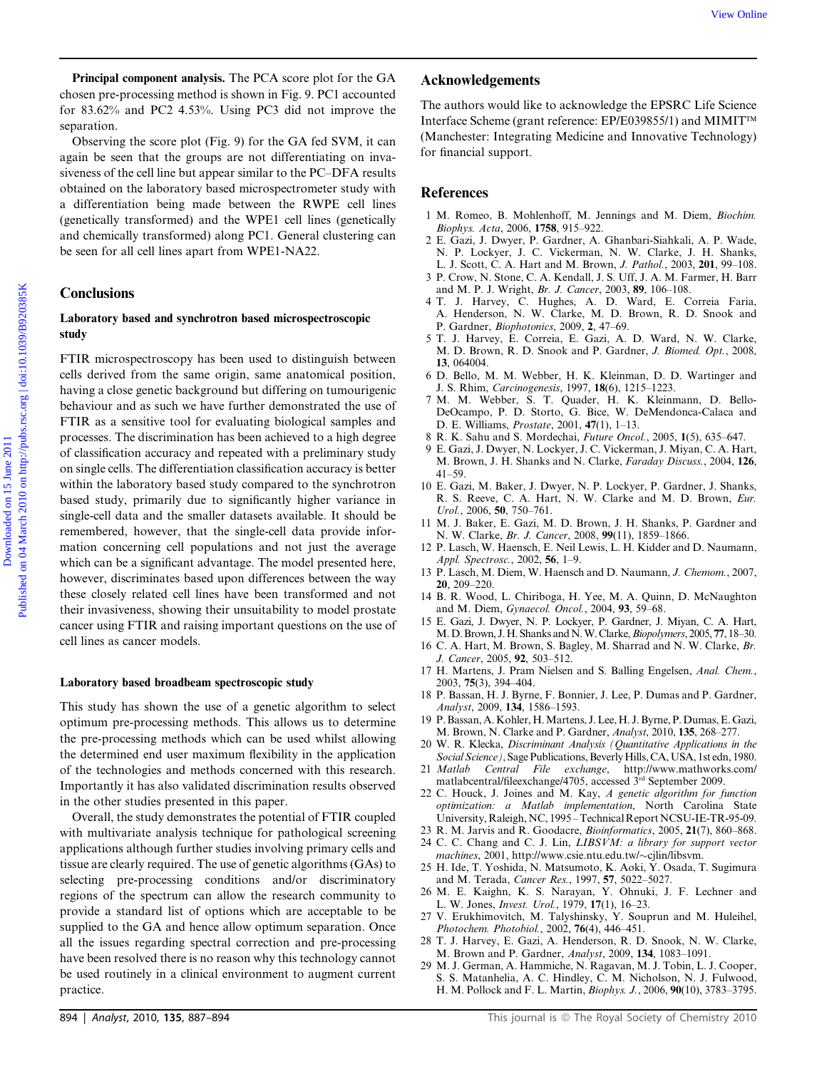**Principal component analysis.** The PCA score plot for the GA chosen pre-processing method is shown in Fig. 9. PC1 accounted for 83.62% and PC2 4.53%. Using PC3 did not improve the separation.

Observing the score plot (Fig. 9) for the GA fed SVM, it can again be seen that the groups are not differentiating on invasiveness of the cell line but appear similar to the PC–DFA results obtained on the laboratory based microspectrometer study with a differentiation being made between the RWPE cell lines (genetically transformed) and the WPE1 cell lines (genetically and chemically transformed) along PC1. General clustering can be seen for all cell lines apart from WPE1-NA22.

## Conclusions

### Laboratory based and synchrotron based microspectroscopic study

FTIR microspectroscopy has been used to distinguish between cells derived from the same origin, same anatomical position, having a close genetic background but differing on tumourigenic behaviour and as such we have further demonstrated the use of FTIR as a sensitive tool for evaluating biological samples and processes. The discrimination has been achieved to a high degree of classification accuracy and repeated with a preliminary study on single cells. The differentiation classification accuracy is better within the laboratory based study compared to the synchrotron based study, primarily due to significantly higher variance in single-cell data and the smaller datasets available. It should be remembered, however, that the single-cell data provide information concerning cell populations and not just the average which can be a significant advantage. The model presented here, however, discriminates based upon differences between the way these closely related cell lines have been transformed and not their invasiveness, showing their unsuitability to model prostate cancer using FTIR and raising important questions on the use of cell lines as cancer models.

### Laboratory based broadbeam spectroscopic study

This study has shown the use of a genetic algorithm to select optimum pre-processing methods. This allows us to determine the pre-processing methods which can be used whilst allowing the determined end user maximum flexibility in the application of the technologies and methods concerned with this research. Importantly it has also validated discrimination results observed in the other studies presented in this paper.

Overall, the study demonstrates the potential of FTIR coupled with multivariate analysis technique for pathological screening applications although further studies involving primary cells and tissue are clearly required. The use of genetic algorithms (GAs) to selecting pre-processing conditions and/or discriminatory regions of the spectrum can allow the research community to provide a standard list of options which are acceptable to be supplied to the GA and hence allow optimum separation. Once all the issues regarding spectral correction and pre-processing have been resolved there is no reason why this technology cannot be used routinely in a clinical environment to augment current practice.

## Acknowledgements

The authors would like to acknowledge the EPSRC Life Science Interface Scheme (grant reference: EP/E039855/1) and MIMIT™ (Manchester: Integrating Medicine and Innovative Technology) for financial support.

## References

1. M. Romeo, B. Mohlenhoff, M. Jennings and M. Diem, *Biochim. Biophys. Acta*, 2006, **1758**, 915–922.
2. E. Gazi, J. Dwyer, P. Gardner, A. Ghanbari-Siahkali, A. P. Wade, N. P. Lockyer, J. C. Vickerman, N. W. Clarke, J. H. Shanks, L. J. Scott, C. A. Hart and M. Brown, *J. Pathol.*, 2003, **201**, 99–108.
3. P. Crow, N. Stone, C. A. Kendall, J. S. Uff, J. A. M. Farmer, H. Barr and M. P. J. Wright, *Br. J. Cancer*, 2003, **89**, 106–108.
4. T. J. Harvey, C. Hughes, A. D. Ward, E. Correia Faria, A. Henderson, N. W. Clarke, M. D. Brown, R. D. Snook and P. Gardner, *Biophotonics*, 2009, **2**, 47–69.
5. T. J. Harvey, E. Correia, E. Gazi, A. D. Ward, N. W. Clarke, M. D. Brown, R. D. Snook and P. Gardner, *J. Biomed. Opt.*, 2008, **13**, 064004.
6. D. Bello, M. M. Webber, H. K. Kleinman, D. D. Wartinger and J. S. Rhim, *Carcinogenesis*, 1997, **18**(6), 1215–1223.
7. M. M. Webber, S. T. Quader, H. K. Kleinmann, D. Bello-DeOcampo, P. D. Storto, G. Bice, W. DeMendonca-Calaca and D. E. Williams, *Prostate*, 2001, **47**(1), 1–13.
8. R. K. Sahu and S. Mordechai, *Future Oncol.*, 2005, **1**(5), 635–647.
9. E. Gazi, J. Dwyer, N. Lockyer, J. C. Vickerman, J. Miyan, C. A. Hart, M. Brown, J. H. Shanks and N. Clarke, *Faraday Discuss.*, 2004, **126**, 41–59.
10. E. Gazi, M. Baker, J. Dwyer, N. P. Lockyer, P. Gardner, J. Shanks, R. S. Reeve, C. A. Hart, N. W. Clarke and M. D. Brown, *Eur. Urol.*, 2006, **50**, 750–761.
11. M. J. Baker, E. Gazi, M. D. Brown, J. H. Shanks, P. Gardner and N. W. Clarke, *Br. J. Cancer*, 2008, **99**(11), 1859–1866.
12. P. Lasch, W. Haensch, E. Neil Lewis, L. H. Kidder and D. Naumann, *Appl. Spectrosc.*, 2002, **56**, 1–9.
13. P. Lasch, M. Diem, W. Haensch and D. Naumann, *J. Chemom.*, 2007, **20**, 209–220.
14. B. R. Wood, L. Chiriboga, H. Yee, M. A. Quinn, D. McNaughton and M. Diem, *Gynaecol. Oncol.*, 2004, **93**, 59–68.
15. E. Gazi, J. Dwyer, N. P. Lockyer, P. Gardner, J. Miyan, C. A. Hart, M. D. Brown, J. H. Shanks and N. W. Clarke, *Biopolymers*, 2005, **77**, 18–30.
16. C. A. Hart, M. Brown, S. Bagley, M. Sharrad and N. W. Clarke, *Br. J. Cancer*, 2005, **92**, 503–512.
17. H. Martens, J. Pram Nielsen and S. Balling Engelsen, *Anal. Chem.*, 2003, **75**(3), 394–404.
18. P. Bassan, H. J. Byrne, F. Bonnier, J. Lee, P. Dumas and P. Gardner, *Analyst*, 2009, **134**, 1586–1593.
19. P. Bassan, A. Kohler, H. Martens, J. Lee, H. J. Byrne, P. Dumas, E. Gazi, M. Brown, N. Clarke and P. Gardner, *Analyst*, 2010, **135**, 268–277.
20. W. R. Klecka, *Discriminant Analysis (Quantitative Applications in the Social Science)*, Sage Publications, Beverly Hills, CA, USA, 1st edn, 1980.
21. *Matlab Central File exchange*, http://www.mathworks.com/matlabcentral/fileexchange/4705, accessed 3rd September 2009.
22. C. Houck, J. Joines and M. Kay, *A genetic algorithm for function optimization: a Matlab implementation*, North Carolina State University, Raleigh, NC, 1995 – Technical Report NCSU-IE-TR-95-09.
23. R. M. Jarvis and R. Goodacre, *Bioinformatics*, 2005, **21**(7), 860–868.
24. C. C. Chang and C. J. Lin, *LIBSVM: a library for support vector machines*, 2001, http://www.csie.ntu.edu.tw/~cjlin/libsvm.
25. H. Ide, T. Yoshida, N. Matsumoto, K. Aoki, Y. Osada, T. Sugimura and M. Terada, *Cancer Res.*, 1997, **57**, 5022–5027.
26. M. E. Kaighn, K. S. Narayan, Y. Ohnuki, J. F. Lechner and L. W. Jones, *Invest. Urol.*, 1979, **17**(1), 16–23.
27. V. Erukhimovitch, M. Talyshinsky, Y. Souprun and M. Huleihel, *Photochem. Photobiol.*, 2002, **76**(4), 446–451.
28. T. J. Harvey, E. Gazi, A. Henderson, R. D. Snook, N. W. Clarke, M. Brown and P. Gardner, *Analyst*, 2009, **134**, 1083–1091.
29. M. J. German, A. Hammiche, N. Ragavan, M. J. Tobin, L. J. Cooper, S. S. Matanhelia, A. C. Hindley, C. M. Nicholson, N. J. Fulwood, H. M. Pollock and F. L. Martin, *Biophys. J.*, 2006, **90**(10), 3783–3795.